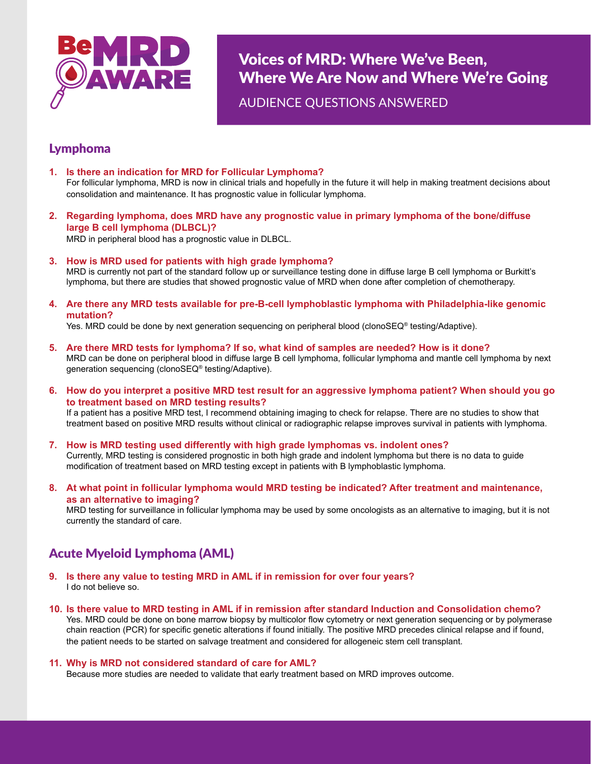BeMRD AWARE

# Voices of MRD: Where We've Been, Where We Are Now and Where We're Going

AUDIENCE QUESTIONS ANSWERED

## Lymphoma

1. **Is there an indication for MRD for Follicular Lymphoma?**
   For follicular lymphoma, MRD is now in clinical trials and hopefully in the future it will help in making treatment decisions about consolidation and maintenance. It has prognostic value in follicular lymphoma.

2. **Regarding lymphoma, does MRD have any prognostic value in primary lymphoma of the bone/diffuse large B cell lymphoma (DLBCL)?**
   MRD in peripheral blood has a prognostic value in DLBCL.

3. **How is MRD used for patients with high grade lymphoma?**
   MRD is currently not part of the standard follow up or surveillance testing done in diffuse large B cell lymphoma or Burkitt's lymphoma, but there are studies that showed prognostic value of MRD when done after completion of chemotherapy.

4. **Are there any MRD tests available for pre-B-cell lymphoblastic lymphoma with Philadelphia-like genomic mutation?**
   Yes. MRD could be done by next generation sequencing on peripheral blood (clonoSEQ® testing/Adaptive).

5. **Are there MRD tests for lymphoma? If so, what kind of samples are needed? How is it done?**
   MRD can be done on peripheral blood in diffuse large B cell lymphoma, follicular lymphoma and mantle cell lymphoma by next generation sequencing (clonoSEQ® testing/Adaptive).

6. **How do you interpret a positive MRD test result for an aggressive lymphoma patient? When should you go to treatment based on MRD testing results?**
   If a patient has a positive MRD test, I recommend obtaining imaging to check for relapse. There are no studies to show that treatment based on positive MRD results without clinical or radiographic relapse improves survival in patients with lymphoma.

7. **How is MRD testing used differently with high grade lymphomas vs. indolent ones?**
   Currently, MRD testing is considered prognostic in both high grade and indolent lymphoma but there is no data to guide modification of treatment based on MRD testing except in patients with B lymphoblastic lymphoma.

8. **At what point in follicular lymphoma would MRD testing be indicated? After treatment and maintenance, as an alternative to imaging?**
   MRD testing for surveillance in follicular lymphoma may be used by some oncologists as an alternative to imaging, but it is not currently the standard of care.

## Acute Myeloid Lymphoma (AML)

9. **Is there any value to testing MRD in AML if in remission for over four years?**
   I do not believe so.

10. **Is there value to MRD testing in AML if in remission after standard Induction and Consolidation chemo?**
    Yes. MRD could be done on bone marrow biopsy by multicolor flow cytometry or next generation sequencing or by polymerase chain reaction (PCR) for specific genetic alterations if found initially. The positive MRD precedes clinical relapse and if found, the patient needs to be started on salvage treatment and considered for allogeneic stem cell transplant.

11. **Why is MRD not considered standard of care for AML?**
    Because more studies are needed to validate that early treatment based on MRD improves outcome.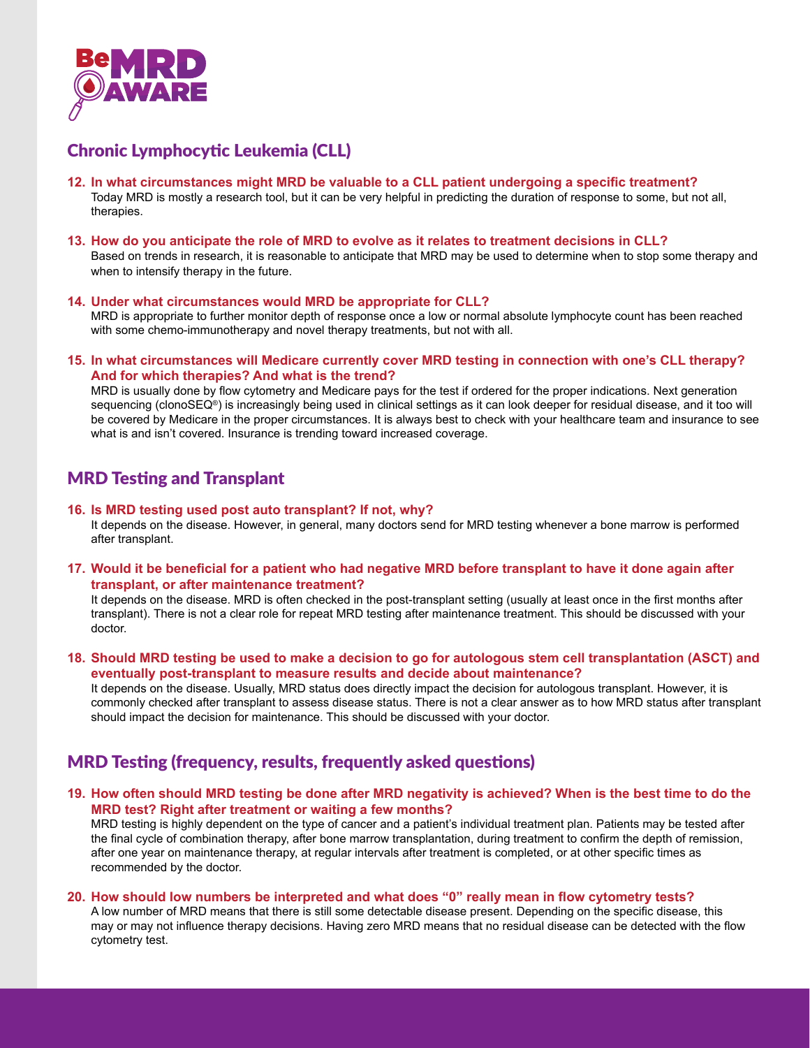## Chronic Lymphocytic Leukemia (CLL)

**12. In what circumstances might MRD be valuable to a CLL patient undergoing a specific treatment?**

Today MRD is mostly a research tool, but it can be very helpful in predicting the duration of response to some, but not all, therapies.

**13. How do you anticipate the role of MRD to evolve as it relates to treatment decisions in CLL?**

Based on trends in research, it is reasonable to anticipate that MRD may be used to determine when to stop some therapy and when to intensify therapy in the future.

**14. Under what circumstances would MRD be appropriate for CLL?**

MRD is appropriate to further monitor depth of response once a low or normal absolute lymphocyte count has been reached with some chemo-immunotherapy and novel therapy treatments, but not with all.

**15. In what circumstances will Medicare currently cover MRD testing in connection with one's CLL therapy? And for which therapies? And what is the trend?**

MRD is usually done by flow cytometry and Medicare pays for the test if ordered for the proper indications. Next generation sequencing (clonoSEQ®) is increasingly being used in clinical settings as it can look deeper for residual disease, and it too will be covered by Medicare in the proper circumstances. It is always best to check with your healthcare team and insurance to see what is and isn't covered. Insurance is trending toward increased coverage.

## MRD Testing and Transplant

**16. Is MRD testing used post auto transplant? If not, why?**

It depends on the disease. However, in general, many doctors send for MRD testing whenever a bone marrow is performed after transplant.

**17. Would it be beneficial for a patient who had negative MRD before transplant to have it done again after transplant, or after maintenance treatment?**

It depends on the disease. MRD is often checked in the post-transplant setting (usually at least once in the first months after transplant). There is not a clear role for repeat MRD testing after maintenance treatment. This should be discussed with your doctor.

**18. Should MRD testing be used to make a decision to go for autologous stem cell transplantation (ASCT) and eventually post-transplant to measure results and decide about maintenance?**

It depends on the disease. Usually, MRD status does directly impact the decision for autologous transplant. However, it is commonly checked after transplant to assess disease status. There is not a clear answer as to how MRD status after transplant should impact the decision for maintenance. This should be discussed with your doctor.

## MRD Testing (frequency, results, frequently asked questions)

**19. How often should MRD testing be done after MRD negativity is achieved? When is the best time to do the MRD test? Right after treatment or waiting a few months?**

MRD testing is highly dependent on the type of cancer and a patient's individual treatment plan. Patients may be tested after the final cycle of combination therapy, after bone marrow transplantation, during treatment to confirm the depth of remission, after one year on maintenance therapy, at regular intervals after treatment is completed, or at other specific times as recommended by the doctor.

**20. How should low numbers be interpreted and what does "0" really mean in flow cytometry tests?**

A low number of MRD means that there is still some detectable disease present. Depending on the specific disease, this may or may not influence therapy decisions. Having zero MRD means that no residual disease can be detected with the flow cytometry test.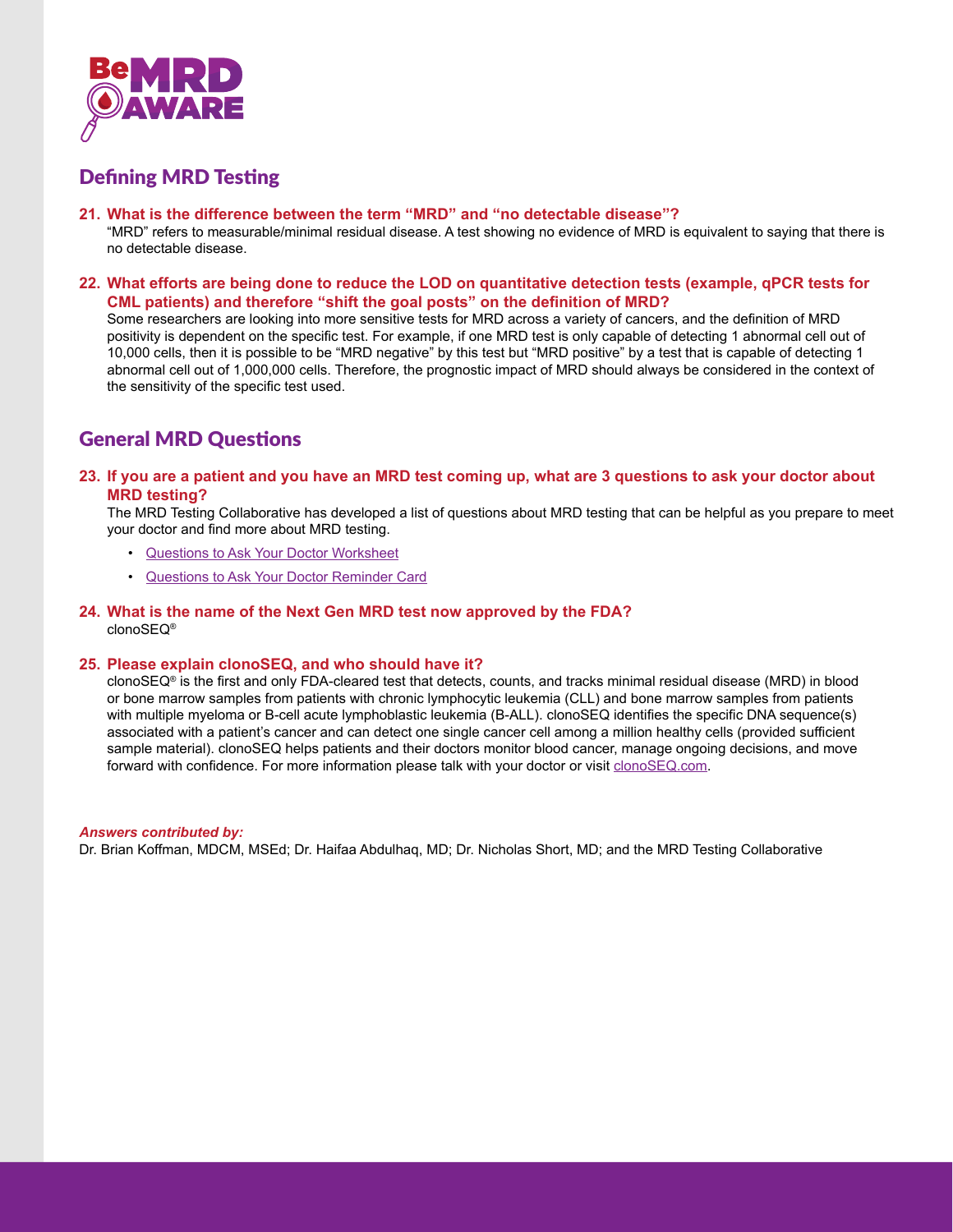## Defining MRD Testing

**21. What is the difference between the term "MRD" and "no detectable disease"?**

"MRD" refers to measurable/minimal residual disease. A test showing no evidence of MRD is equivalent to saying that there is no detectable disease.

**22. What efforts are being done to reduce the LOD on quantitative detection tests (example, qPCR tests for CML patients) and therefore "shift the goal posts" on the definition of MRD?**

Some researchers are looking into more sensitive tests for MRD across a variety of cancers, and the definition of MRD positivity is dependent on the specific test. For example, if one MRD test is only capable of detecting 1 abnormal cell out of 10,000 cells, then it is possible to be "MRD negative" by this test but "MRD positive" by a test that is capable of detecting 1 abnormal cell out of 1,000,000 cells. Therefore, the prognostic impact of MRD should always be considered in the context of the sensitivity of the specific test used.

## General MRD Questions

**23. If you are a patient and you have an MRD test coming up, what are 3 questions to ask your doctor about MRD testing?**

The MRD Testing Collaborative has developed a list of questions about MRD testing that can be helpful as you prepare to meet your doctor and find more about MRD testing.

- Questions to Ask Your Doctor Worksheet
- Questions to Ask Your Doctor Reminder Card

**24. What is the name of the Next Gen MRD test now approved by the FDA?**

clonoSEQ®

**25. Please explain clonoSEQ, and who should have it?**

clonoSEQ® is the first and only FDA-cleared test that detects, counts, and tracks minimal residual disease (MRD) in blood or bone marrow samples from patients with chronic lymphocytic leukemia (CLL) and bone marrow samples from patients with multiple myeloma or B-cell acute lymphoblastic leukemia (B-ALL). clonoSEQ identifies the specific DNA sequence(s) associated with a patient's cancer and can detect one single cancer cell among a million healthy cells (provided sufficient sample material). clonoSEQ helps patients and their doctors monitor blood cancer, manage ongoing decisions, and move forward with confidence. For more information please talk with your doctor or visit clonoSEQ.com.

***Answers contributed by:***

Dr. Brian Koffman, MDCM, MSEd; Dr. Haifaa Abdulhaq, MD; Dr. Nicholas Short, MD; and the MRD Testing Collaborative